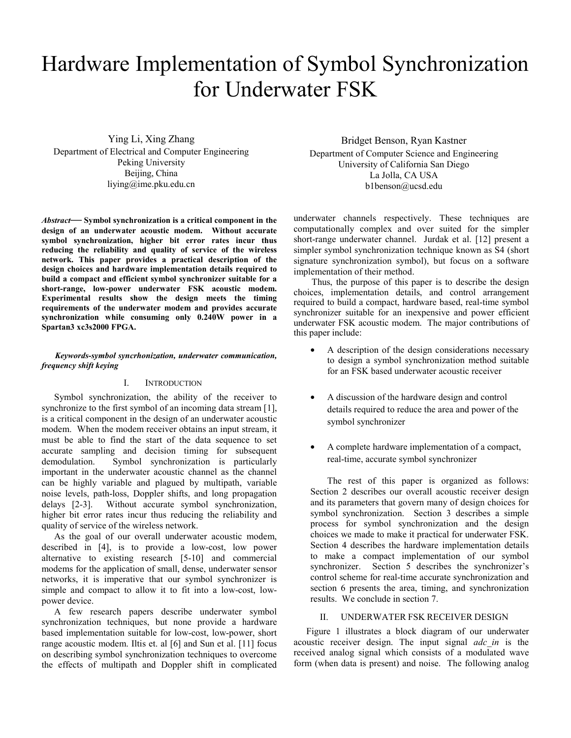# Hardware Implementation of Symbol Synchronization for Underwater FSK

Ying Li, Xing Zhang
Department of Electrical and Computer Engineering
Peking University
Beijing, China
liying@ime.pku.edu.cn

Bridget Benson, Ryan Kastner
Department of Computer Science and Engineering
University of California San Diego
La Jolla, CA USA
b1benson@ucsd.edu

***Abstract*— Symbol synchronization is a critical component in the design of an underwater acoustic modem. Without accurate symbol synchronization, higher bit error rates incur thus reducing the reliability and quality of service of the wireless network. This paper provides a practical description of the design choices and hardware implementation details required to build a compact and efficient symbol synchronizer suitable for a short-range, low-power underwater FSK acoustic modem. Experimental results show the design meets the timing requirements of the underwater modem and provides accurate synchronization while consuming only 0.240W power in a Spartan3 xc3s2000 FPGA.**

***Keywords-symbol syncrhonization, underwater communication, frequency shift keying***

## I. Introduction

Symbol synchronization, the ability of the receiver to synchronize to the first symbol of an incoming data stream [1], is a critical component in the design of an underwater acoustic modem. When the modem receiver obtains an input stream, it must be able to find the start of the data sequence to set accurate sampling and decision timing for subsequent demodulation. Symbol synchronization is particularly important in the underwater acoustic channel as the channel can be highly variable and plagued by multipath, variable noise levels, path-loss, Doppler shifts, and long propagation delays [2-3]. Without accurate symbol synchronization, higher bit error rates incur thus reducing the reliability and quality of service of the wireless network.

As the goal of our overall underwater acoustic modem, described in [4], is to provide a low-cost, low power alternative to existing research [5-10] and commercial modems for the application of small, dense, underwater sensor networks, it is imperative that our symbol synchronizer is simple and compact to allow it to fit into a low-cost, low-power device.

A few research papers describe underwater symbol synchronization techniques, but none provide a hardware based implementation suitable for low-cost, low-power, short range acoustic modem. Iltis et. al [6] and Sun et al. [11] focus on describing symbol synchronization techniques to overcome the effects of multipath and Doppler shift in complicated underwater channels respectively. These techniques are computationally complex and over suited for the simpler short-range underwater channel. Jurdak et al. [12] present a simpler symbol synchronization technique known as S4 (short signature synchronization symbol), but focus on a software implementation of their method.

Thus, the purpose of this paper is to describe the design choices, implementation details, and control arrangement required to build a compact, hardware based, real-time symbol synchronizer suitable for an inexpensive and power efficient underwater FSK acoustic modem. The major contributions of this paper include:

- A description of the design considerations necessary to design a symbol synchronization method suitable for an FSK based underwater acoustic receiver
- A discussion of the hardware design and control details required to reduce the area and power of the symbol synchronizer
- A complete hardware implementation of a compact, real-time, accurate symbol synchronizer

The rest of this paper is organized as follows: Section 2 describes our overall acoustic receiver design and its parameters that govern many of design choices for symbol synchronization. Section 3 describes a simple process for symbol synchronization and the design choices we made to make it practical for underwater FSK. Section 4 describes the hardware implementation details to make a compact implementation of our symbol synchronizer. Section 5 describes the synchronizer's control scheme for real-time accurate synchronization and section 6 presents the area, timing, and synchronization results. We conclude in section 7.

## II. Underwater FSK Receiver Design

Figure 1 illustrates a block diagram of our underwater acoustic receiver design. The input signal *adc_in* is the received analog signal which consists of a modulated wave form (when data is present) and noise. The following analog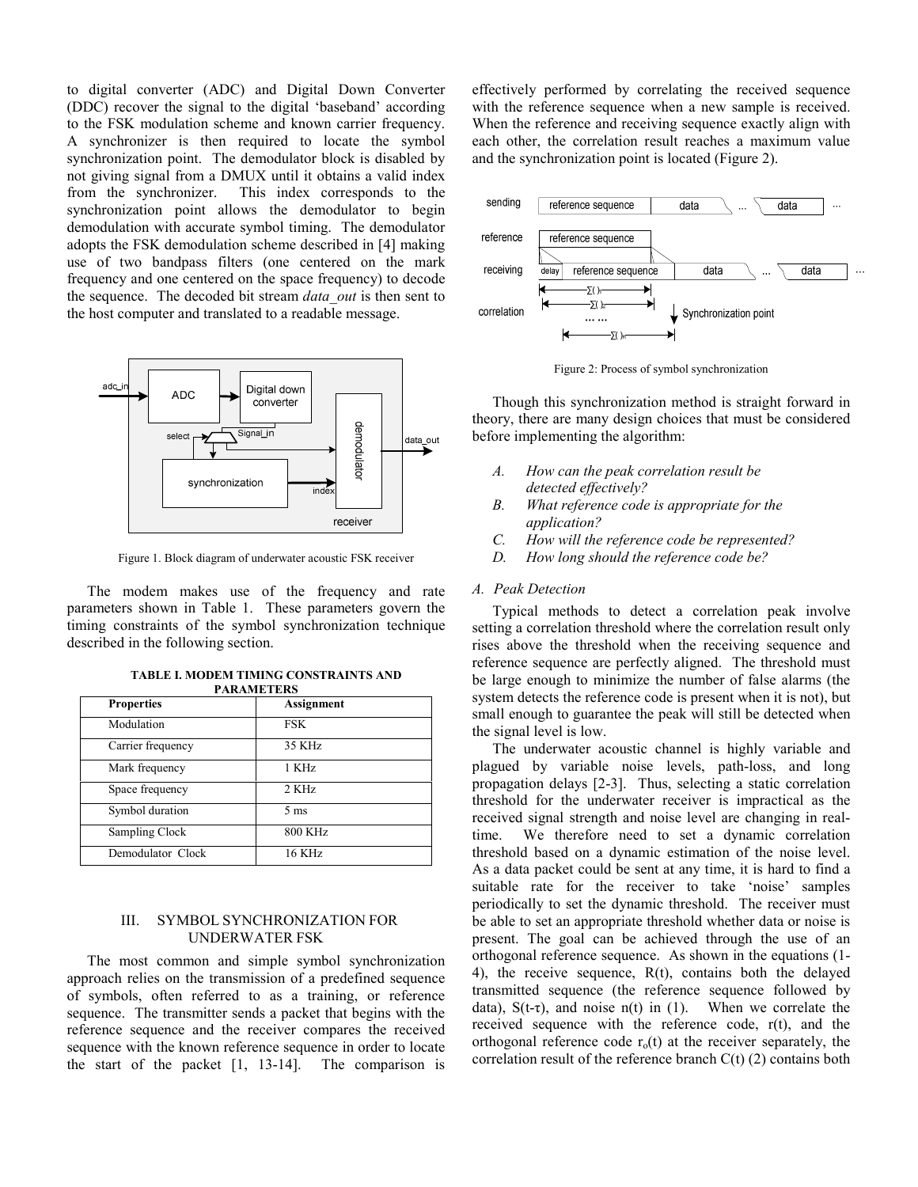to digital converter (ADC) and Digital Down Converter (DDC) recover the signal to the digital 'baseband' according to the FSK modulation scheme and known carrier frequency. A synchronizer is then required to locate the symbol synchronization point. The demodulator block is disabled by not giving signal from a DMUX until it obtains a valid index from the synchronizer. This index corresponds to the synchronization point allows the demodulator to begin demodulation with accurate symbol timing. The demodulator adopts the FSK demodulation scheme described in [4] making use of two bandpass filters (one centered on the mark frequency and one centered on the space frequency) to decode the sequence. The decoded bit stream *data_out* is then sent to the host computer and translated to a readable message.

Figure 1. Block diagram of underwater acoustic FSK receiver

The modem makes use of the frequency and rate parameters shown in Table 1. These parameters govern the timing constraints of the symbol synchronization technique described in the following section.

**TABLE I. MODEM TIMING CONSTRAINTS AND PARAMETERS**

| Properties | Assignment |
|---|---|
| Modulation | FSK |
| Carrier frequency | 35 KHz |
| Mark frequency | 1 KHz |
| Space frequency | 2 KHz |
| Symbol duration | 5 ms |
| Sampling Clock | 800 KHz |
| Demodulator Clock | 16 KHz |

## III. SYMBOL SYNCHRONIZATION FOR UNDERWATER FSK

The most common and simple symbol synchronization approach relies on the transmission of a predefined sequence of symbols, often referred to as a training, or reference sequence. The transmitter sends a packet that begins with the reference sequence and the receiver compares the received sequence with the known reference sequence in order to locate the start of the packet [1, 13-14]. The comparison is effectively performed by correlating the received sequence with the reference sequence when a new sample is received. When the reference and receiving sequence exactly align with each other, the correlation result reaches a maximum value and the synchronization point is located (Figure 2).

Figure 2: Process of symbol synchronization

Though this synchronization method is straight forward in theory, there are many design choices that must be considered before implementing the algorithm:

*A. How can the peak correlation result be detected effectively?*

*B. What reference code is appropriate for the application?*

*C. How will the reference code be represented?*

*D. How long should the reference code be?*

### *A. Peak Detection*

Typical methods to detect a correlation peak involve setting a correlation threshold where the correlation result only rises above the threshold when the receiving sequence and reference sequence are perfectly aligned. The threshold must be large enough to minimize the number of false alarms (the system detects the reference code is present when it is not), but small enough to guarantee the peak will still be detected when the signal level is low.

The underwater acoustic channel is highly variable and plagued by variable noise levels, path-loss, and long propagation delays [2-3]. Thus, selecting a static correlation threshold for the underwater receiver is impractical as the received signal strength and noise level are changing in real-time. We therefore need to set a dynamic correlation threshold based on a dynamic estimation of the noise level. As a data packet could be sent at any time, it is hard to find a suitable rate for the receiver to take 'noise' samples periodically to set the dynamic threshold. The receiver must be able to set an appropriate threshold whether data or noise is present. The goal can be achieved through the use of an orthogonal reference sequence. As shown in the equations (1-4), the receive sequence, R(t), contains both the delayed transmitted sequence (the reference sequence followed by data), $S(t-\tau)$, and noise n(t) in (1). When we correlate the received sequence with the reference code, r(t), and the orthogonal reference code $r_o(t)$ at the receiver separately, the correlation result of the reference branch C(t) (2) contains both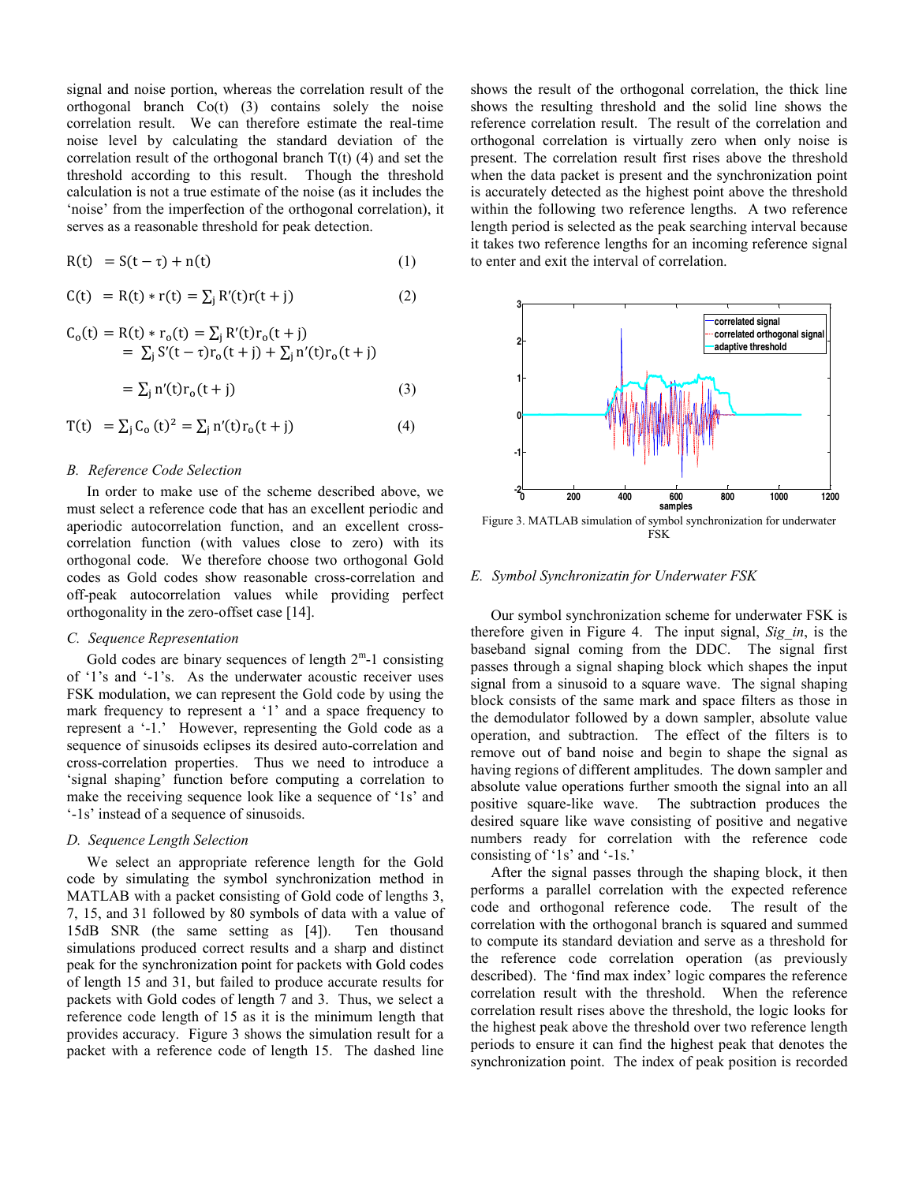signal and noise portion, whereas the correlation result of the orthogonal branch Co(t) (3) contains solely the noise correlation result. We can therefore estimate the real-time noise level by calculating the standard deviation of the correlation result of the orthogonal branch T(t) (4) and set the threshold according to this result. Though the threshold calculation is not a true estimate of the noise (as it includes the 'noise' from the imperfection of the orthogonal correlation), it serves as a reasonable threshold for peak detection.

$$\mathrm{R(t)} = \mathrm{S(t-\tau) + n(t)} \tag{1}$$

$$\mathrm{C(t)} = \mathrm{R(t) * r(t)} = \textstyle\sum_j \mathrm{R'(t) r(t+j)} \tag{2}$$

$$\begin{aligned}\mathrm{C_o(t)} &= \mathrm{R(t) * r_o(t)} = \textstyle\sum_j \mathrm{R'(t) r_o(t+j)} \\ &= \textstyle\sum_j \mathrm{S'(t-\tau) r_o(t+j)} + \sum_j \mathrm{n'(t) r_o(t+j)} \\ &= \textstyle\sum_j \mathrm{n'(t) r_o(t+j)}\end{aligned} \tag{3}$$

$$\mathrm{T(t)} = \textstyle\sum_j \mathrm{C_o(t)^2} = \sum_j \mathrm{n'(t) r_o(t+j)} \tag{4}$$

### *B. Reference Code Selection*

In order to make use of the scheme described above, we must select a reference code that has an excellent periodic and aperiodic autocorrelation function, and an excellent cross-correlation function (with values close to zero) with its orthogonal code. We therefore choose two orthogonal Gold codes as Gold codes show reasonable cross-correlation and off-peak autocorrelation values while providing perfect orthogonality in the zero-offset case [14].

### *C. Sequence Representation*

Gold codes are binary sequences of length $2^m$-1 consisting of '1's and '-1's. As the underwater acoustic receiver uses FSK modulation, we can represent the Gold code by using the mark frequency to represent a '1' and a space frequency to represent a '-1.' However, representing the Gold code as a sequence of sinusoids eclipses its desired auto-correlation and cross-correlation properties. Thus we need to introduce a 'signal shaping' function before computing a correlation to make the receiving sequence look like a sequence of '1s' and '-1s' instead of a sequence of sinusoids.

### *D. Sequence Length Selection*

We select an appropriate reference length for the Gold code by simulating the symbol synchronization method in MATLAB with a packet consisting of Gold code of lengths 3, 7, 15, and 31 followed by 80 symbols of data with a value of 15dB SNR (the same setting as [4]). Ten thousand simulations produced correct results and a sharp and distinct peak for the synchronization point for packets with Gold codes of length 15 and 31, but failed to produce accurate results for packets with Gold codes of length 7 and 3. Thus, we select a reference code length of 15 as it is the minimum length that provides accuracy. Figure 3 shows the simulation result for a packet with a reference code of length 15. The dashed line shows the result of the orthogonal correlation, the thick line shows the resulting threshold and the solid line shows the reference correlation result. The result of the correlation and orthogonal correlation is virtually zero when only noise is present. The correlation result first rises above the threshold when the data packet is present and the synchronization point is accurately detected as the highest point above the threshold within the following two reference lengths. A two reference length period is selected as the peak searching interval because it takes two reference lengths for an incoming reference signal to enter and exit the interval of correlation.

correlated signal
correlated orthogonal signal
adaptive threshold
3
2
1
0
-1
-2
0
200
400
600
800
1000
1200
samples

Figure 3. MATLAB simulation of symbol synchronization for underwater FSK

### *E. Symbol Synchronizatin for Underwater FSK*

Our symbol synchronization scheme for underwater FSK is therefore given in Figure 4. The input signal, *Sig_in*, is the baseband signal coming from the DDC. The signal first passes through a signal shaping block which shapes the input signal from a sinusoid to a square wave. The signal shaping block consists of the same mark and space filters as those in the demodulator followed by a down sampler, absolute value operation, and subtraction. The effect of the filters is to remove out of band noise and begin to shape the signal as having regions of different amplitudes. The down sampler and absolute value operations further smooth the signal into an all positive square-like wave. The subtraction produces the desired square like wave consisting of positive and negative numbers ready for correlation with the reference code consisting of '1s' and '-1s.'

After the signal passes through the shaping block, it then performs a parallel correlation with the expected reference code and orthogonal reference code. The result of the correlation with the orthogonal branch is squared and summed to compute its standard deviation and serve as a threshold for the reference code correlation operation (as previously described). The 'find max index' logic compares the reference correlation result with the threshold. When the reference correlation result rises above the threshold, the logic looks for the highest peak above the threshold over two reference length periods to ensure it can find the highest peak that denotes the synchronization point. The index of peak position is recorded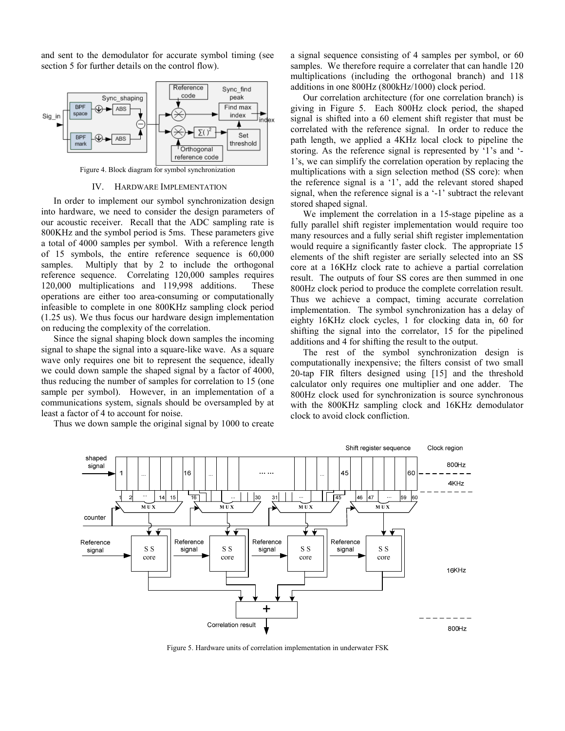and sent to the demodulator for accurate symbol timing (see section 5 for further details on the control flow).

Figure 4. Block diagram for symbol synchronization

## IV. Hardware Implementation

In order to implement our symbol synchronization design into hardware, we need to consider the design parameters of our acoustic receiver. Recall that the ADC sampling rate is 800KHz and the symbol period is 5ms. These parameters give a total of 4000 samples per symbol. With a reference length of 15 symbols, the entire reference sequence is 60,000 samples. Multiply that by 2 to include the orthogonal reference sequence. Correlating 120,000 samples requires 120,000 multiplications and 119,998 additions. These operations are either too area-consuming or computationally infeasible to complete in one 800KHz sampling clock period (1.25 us). We thus focus our hardware design implementation on reducing the complexity of the correlation.

Since the signal shaping block down samples the incoming signal to shape the signal into a square-like wave. As a square wave only requires one bit to represent the sequence, ideally we could down sample the shaped signal by a factor of 4000, thus reducing the number of samples for correlation to 15 (one sample per symbol). However, in an implementation of a communications system, signals should be oversampled by at least a factor of 4 to account for noise.

Thus we down sample the original signal by 1000 to create a signal sequence consisting of 4 samples per symbol, or 60 samples. We therefore require a correlater that can handle 120 multiplications (including the orthogonal branch) and 118 additions in one 800Hz (800kHz/1000) clock period.

Our correlation architecture (for one correlation branch) is giving in Figure 5. Each 800Hz clock period, the shaped signal is shifted into a 60 element shift register that must be correlated with the reference signal. In order to reduce the path length, we applied a 4KHz local clock to pipeline the storing. As the reference signal is represented by '1's and '-1's, we can simplify the correlation operation by replacing the multiplications with a sign selection method (SS core): when the reference signal is a '1', add the relevant stored shaped signal, when the reference signal is a '-1' subtract the relevant stored shaped signal.

We implement the correlation in a 15-stage pipeline as a fully parallel shift register implementation would require too many resources and a fully serial shift register implementation would require a significantly faster clock. The appropriate 15 elements of the shift register are serially selected into an SS core at a 16KHz clock rate to achieve a partial correlation result. The outputs of four SS cores are then summed in one 800Hz clock period to produce the complete correlation result. Thus we achieve a compact, timing accurate correlation implementation. The symbol synchronization has a delay of eighty 16KHz clock cycles, 1 for clocking data in, 60 for shifting the signal into the correlator, 15 for the pipelined additions and 4 for shifting the result to the output.

The rest of the symbol synchronization design is computationally inexpensive; the filters consist of two small 20-tap FIR filters designed using [15] and the threshold calculator only requires one multiplier and one adder. The 800Hz clock used for synchronization is source synchronous with the 800KHz sampling clock and 16KHz demodulator clock to avoid clock confliction.

Figure 5. Hardware units of correlation implementation in underwater FSK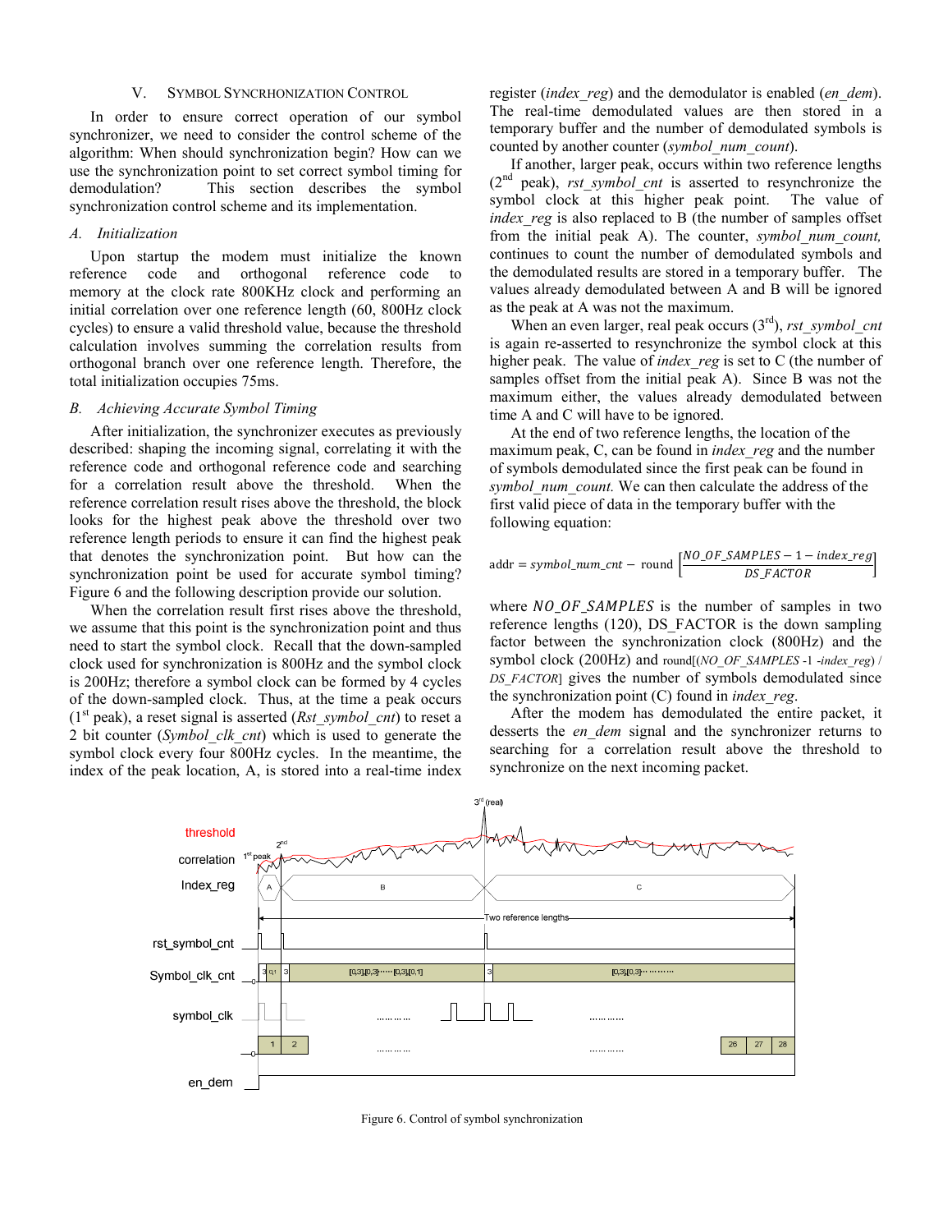## V. Symbol Syncrhonization Control

In order to ensure correct operation of our symbol synchronizer, we need to consider the control scheme of the algorithm: When should synchronization begin? How can we use the synchronization point to set correct symbol timing for demodulation? This section describes the symbol synchronization control scheme and its implementation.

### A. Initialization

Upon startup the modem must initialize the known reference code and orthogonal reference code to memory at the clock rate 800KHz clock and performing an initial correlation over one reference length (60, 800Hz clock cycles) to ensure a valid threshold value, because the threshold calculation involves summing the correlation results from orthogonal branch over one reference length. Therefore, the total initialization occupies 75ms.

### B. Achieving Accurate Symbol Timing

After initialization, the synchronizer executes as previously described: shaping the incoming signal, correlating it with the reference code and orthogonal reference code and searching for a correlation result above the threshold. When the reference correlation result rises above the threshold, the block looks for the highest peak above the threshold over two reference length periods to ensure it can find the highest peak that denotes the synchronization point. But how can the synchronization point be used for accurate symbol timing? Figure 6 and the following description provide our solution.

When the correlation result first rises above the threshold, we assume that this point is the synchronization point and thus need to start the symbol clock. Recall that the down-sampled clock used for synchronization is 800Hz and the symbol clock is 200Hz; therefore a symbol clock can be formed by 4 cycles of the down-sampled clock. Thus, at the time a peak occurs (1st peak), a reset signal is asserted (*Rst_symbol_cnt*) to reset a 2 bit counter (*Symbol_clk_cnt*) which is used to generate the symbol clock every four 800Hz cycles. In the meantime, the index of the peak location, A, is stored into a real-time index register (*index_reg*) and the demodulator is enabled (*en_dem*). The real-time demodulated values are then stored in a temporary buffer and the number of demodulated symbols is counted by another counter (*symbol_num_count*).

If another, larger peak, occurs within two reference lengths (2nd peak), *rst_symbol_cnt* is asserted to resynchronize the symbol clock at this higher peak point. The value of *index_reg* is also replaced to B (the number of samples offset from the initial peak A). The counter, *symbol_num_count,* continues to count the number of demodulated symbols and the demodulated results are stored in a temporary buffer. The values already demodulated between A and B will be ignored as the peak at A was not the maximum.

When an even larger, real peak occurs (3rd), *rst_symbol_cnt* is again re-asserted to resynchronize the symbol clock at this higher peak. The value of *index_reg* is set to C (the number of samples offset from the initial peak A). Since B was not the maximum either, values already demodulated between time A and C will have to be ignored.

At the end of two reference lengths, the location of the maximum peak, C, can be found in *index_reg* and the number of symbols demodulated since the first peak can be found in *symbol_num_count.* We can then calculate the address of the first valid piece of data in the temporary buffer with the following equation:

$$\text{addr} = symbol\_num\_cnt - \text{round}\left[\frac{NO\_OF\_SAMPLES - 1 - index\_reg}{DS\_FACTOR}\right]$$

where $NO\_OF\_SAMPLES$ is the number of samples in two reference lengths (120), DS_FACTOR is the down sampling factor between the synchronization clock (800Hz) and the symbol clock (200Hz) and round[(*NO_OF_SAMPLES* -1 -*index_reg*) / *DS_FACTOR*] gives the number of symbols demodulated since the synchronization point (C) found in *index_reg*.

After the modem has demodulated the entire packet, it desserts the *en_dem* signal and the synchronizer returns to searching for a correlation result above the threshold to synchronize on the next incoming packet.

Figure 6. Control of symbol synchronization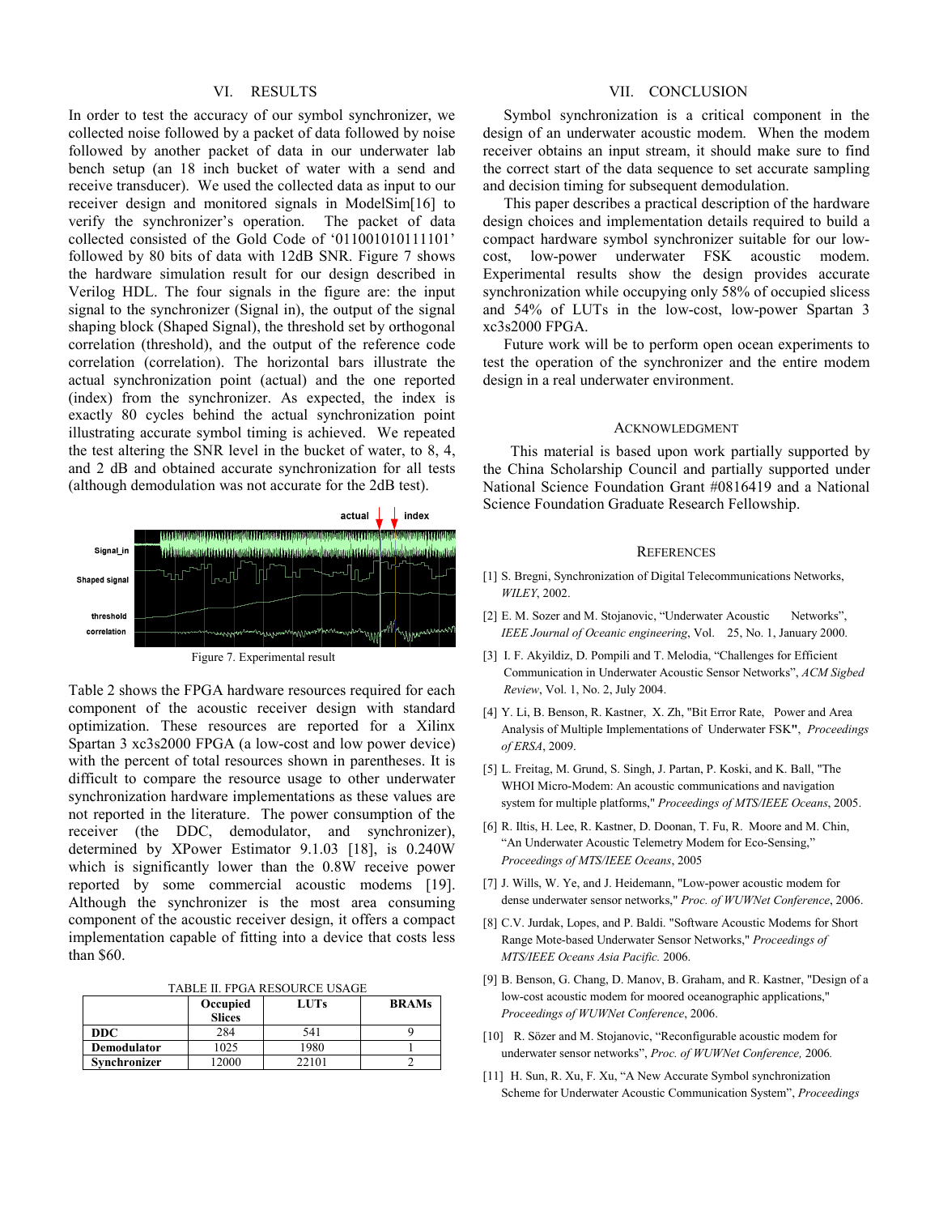## VI. RESULTS

In order to test the accuracy of our symbol synchronizer, we collected noise followed by a packet of data followed by noise followed by another packet of data in our underwater lab bench setup (an 18 inch bucket of water with a send and receive transducer). We used the collected data as input to our receiver design and monitored signals in ModelSim[16] to verify the synchronizer's operation. The packet of data collected consisted of the Gold Code of '011001010111101' followed by 80 bits of data with 12dB SNR. Figure 7 shows the hardware simulation result for our design described in Verilog HDL. The four signals in the figure are: the input signal to the synchronizer (Signal in), the output of the signal shaping block (Shaped Signal), the threshold set by orthogonal correlation (threshold), and the output of the reference code correlation (correlation). The horizontal bars illustrate the actual synchronization point (actual) and the one reported (index) from the synchronizer. As expected, the index is exactly 80 cycles behind the actual synchronization point illustrating accurate symbol timing is achieved. We repeated the test altering the SNR level in the bucket of water, to 8, 4, and 2 dB and obtained accurate synchronization for all tests (although demodulation was not accurate for the 2dB test).

Figure 7. Experimental result

Table 2 shows the FPGA hardware resources required for each component of the acoustic receiver design with standard optimization. These resources are reported for a Xilinx Spartan 3 xc3s2000 FPGA (a low-cost and low power device) with the percent of total resources shown in parentheses. It is difficult to compare the resource usage to other underwater synchronization hardware implementations as these values are not reported in the literature. The power consumption of the receiver (the DDC, demodulator, and synchronizer), determined by XPower Estimator 9.1.03 [18], is 0.240W which is significantly lower than the 0.8W receive power reported by some commercial acoustic modems [19]. Although the synchronizer is the most area consuming component of the acoustic receiver design, it offers a compact implementation capable of fitting into a device that costs less than $60.

TABLE II. FPGA RESOURCE USAGE

| | Occupied Slices | LUTs | BRAMs |
|---|---|---|---|
| **DDC** | 284 | 541 | 9 |
| **Demodulator** | 1025 | 1980 | 1 |
| **Synchronizer** | 12000 | 22101 | 2 |

## VII. CONCLUSION

Symbol synchronization is a critical component in the design of an underwater acoustic modem. When the modem receiver obtains an input stream, it should make sure to find the correct start of the data sequence to set accurate sampling and decision timing for subsequent demodulation.

This paper describes a practical description of the hardware design choices and implementation details required to build a compact hardware symbol synchronizer suitable for our low-cost, low-power underwater FSK acoustic modem. Experimental results show the design provides accurate synchronization while occupying only 58% of occupied slicess and 54% of LUTs in the low-cost, low-power Spartan 3 xc3s2000 FPGA.

Future work will be to perform open ocean experiments to test the operation of the synchronizer and the entire modem design in a real underwater environment.

### ACKNOWLEDGMENT

This material is based upon work partially supported by the China Scholarship Council and partially supported under National Science Foundation Grant #0816419 and a National Science Foundation Graduate Research Fellowship.

### REFERENCES

[1] S. Bregni, Synchronization of Digital Telecommunications Networks, *WILEY*, 2002.

[2] E. M. Sozer and M. Stojanovic, "Underwater Acoustic Networks", *IEEE Journal of Oceanic engineering*, Vol. 25, No. 1, January 2000.

[3] I. F. Akyildiz, D. Pompili and T. Melodia, "Challenges for Efficient Communication in Underwater Acoustic Sensor Networks", *ACM Sigbed Review*, Vol. 1, No. 2, July 2004.

[4] Y. Li, B. Benson, R. Kastner, X. Zh, "Bit Error Rate, Power and Area Analysis of Multiple Implementations of Underwater FSK", *Proceedings of ERSA*, 2009.

[5] L. Freitag, M. Grund, S. Singh, J. Partan, P. Koski, and K. Ball, "The WHOI Micro-Modem: An acoustic communications and navigation system for multiple platforms," *Proceedings of MTS/IEEE Oceans*, 2005.

[6] R. Iltis, H. Lee, R. Kastner, D. Doonan, T. Fu, R. Moore and M. Chin, "An Underwater Acoustic Telemetry Modem for Eco-Sensing," *Proceedings of MTS/IEEE Oceans*, 2005

[7] J. Wills, W. Ye, and J. Heidemann, "Low-power acoustic modem for dense underwater sensor networks," *Proc. of WUWNet Conference*, 2006.

[8] C.V. Jurdak, Lopes, and P. Baldi. "Software Acoustic Modems for Short Range Mote-based Underwater Sensor Networks," *Proceedings of MTS/IEEE Oceans Asia Pacific.* 2006.

[9] B. Benson, G. Chang, D. Manov, B. Graham, and R. Kastner, "Design of a low-cost acoustic modem for moored oceanographic applications," *Proceedings of WUWNet Conference*, 2006.

[10] R. Sözer and M. Stojanovic, "Reconfigurable acoustic modem for underwater sensor networks", *Proc. of WUWNet Conference,* 2006*.*

[11] H. Sun, R. Xu, F. Xu, "A New Accurate Symbol synchronization Scheme for Underwater Acoustic Communication System", *Proceedings*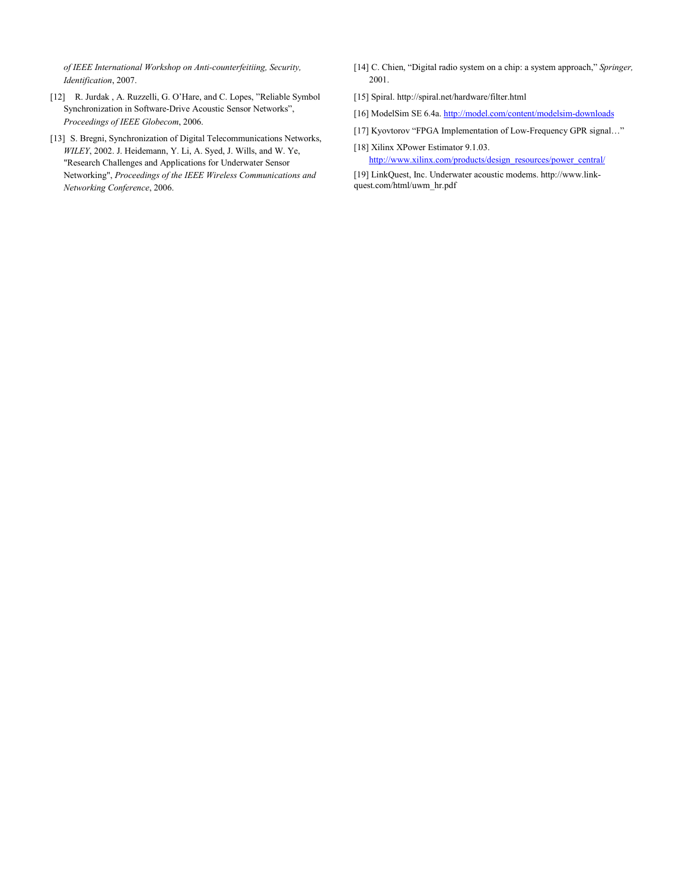*of IEEE International Workshop on Anti-counterfeitiing, Security, Identification*, 2007.

[12] R. Jurdak , A. Ruzzelli, G. O'Hare, and C. Lopes, "Reliable Symbol Synchronization in Software-Drive Acoustic Sensor Networks", *Proceedings of IEEE Globecom*, 2006.

[13] S. Bregni, Synchronization of Digital Telecommunications Networks, *WILEY*, 2002. J. Heidemann, Y. Li, A. Syed, J. Wills, and W. Ye, "Research Challenges and Applications for Underwater Sensor Networking", *Proceedings of the IEEE Wireless Communications and Networking Conference*, 2006.

[14] C. Chien, "Digital radio system on a chip: a system approach," *Springer,* 2001.

[15] Spiral. http://spiral.net/hardware/filter.html

[16] ModelSim SE 6.4a. http://model.com/content/modelsim-downloads

[17] Kyovtorov "FPGA Implementation of Low-Frequency GPR signal…"

[18] Xilinx XPower Estimator 9.1.03. http://www.xilinx.com/products/design_resources/power_central/

[19] LinkQuest, Inc. Underwater acoustic modems. http://www.link-quest.com/html/uwm_hr.pdf